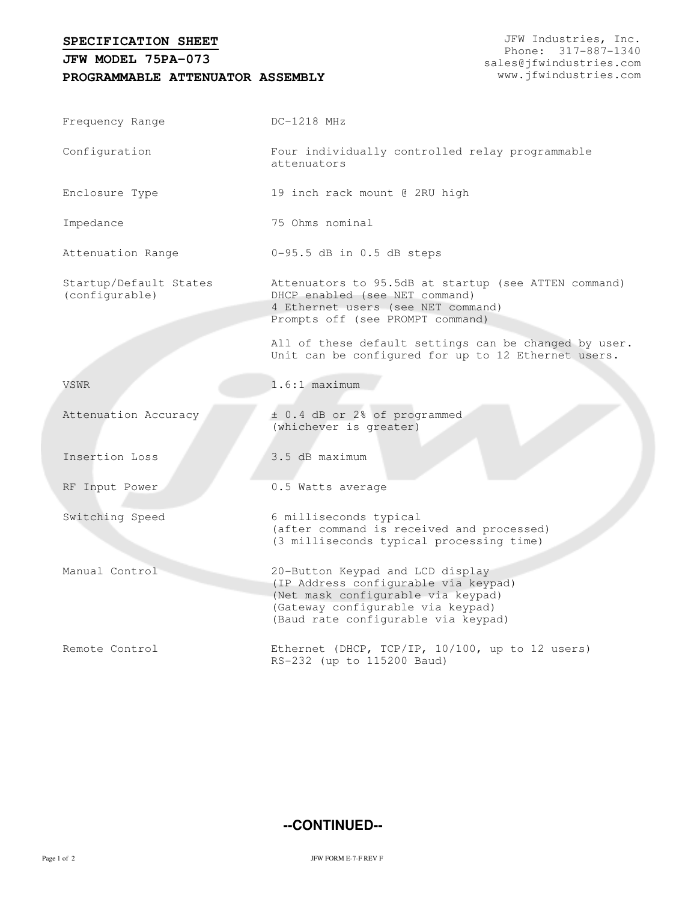**SPECIFICATION SHEET**

**JFW MODEL 75PA-073**

**PROGRAMMABLE ATTENUATOR ASSEMBLY**

JFW Industries, Inc.
Phone: 317-887-1340
sales@jfwindustries.com
www.jfwindustries.com

| | |
|---|---|
| Frequency Range | DC-1218 MHz |
| Configuration | Four individually controlled relay programmable attenuators |
| Enclosure Type | 19 inch rack mount @ 2RU high |
| Impedance | 75 Ohms nominal |
| Attenuation Range | 0-95.5 dB in 0.5 dB steps |
| Startup/Default States (configurable) | Attenuators to 95.5dB at startup (see ATTEN command)<br>DHCP enabled (see NET command)<br>4 Ethernet users (see NET command)<br>Prompts off (see PROMPT command)<br><br>All of these default settings can be changed by user. Unit can be configured for up to 12 Ethernet users. |
| VSWR | 1.6:1 maximum |
| Attenuation Accuracy | ± 0.4 dB or 2% of programmed (whichever is greater) |
| Insertion Loss | 3.5 dB maximum |
| RF Input Power | 0.5 Watts average |
| Switching Speed | 6 milliseconds typical<br>(after command is received and processed)<br>(3 milliseconds typical processing time) |
| Manual Control | 20-Button Keypad and LCD display<br>(IP Address configurable via keypad)<br>(Net mask configurable via keypad)<br>(Gateway configurable via keypad)<br>(Baud rate configurable via keypad) |
| Remote Control | Ethernet (DHCP, TCP/IP, 10/100, up to 12 users)<br>RS-232 (up to 115200 Baud) |

**--CONTINUED--**

JFW FORM E-7-F REV F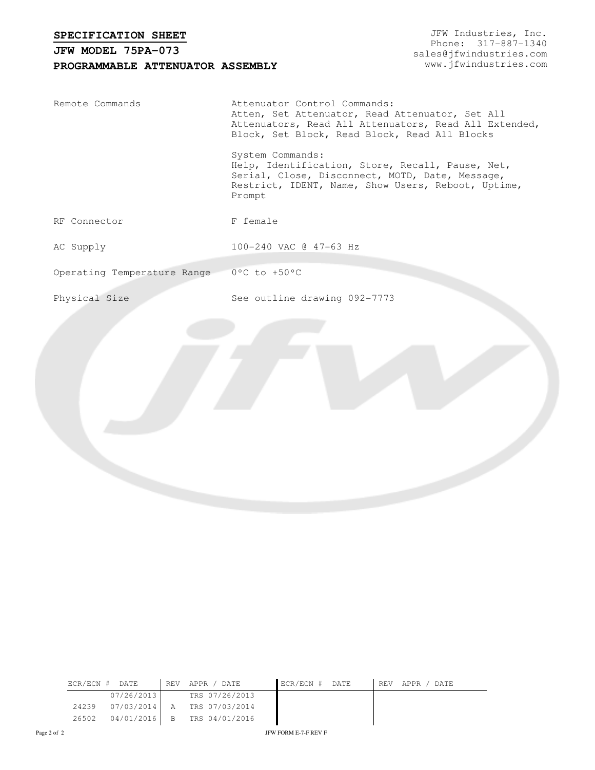**SPECIFICATION SHEET**

**JFW MODEL 75PA-073**

**PROGRAMMABLE ATTENUATOR ASSEMBLY**

JFW Industries, Inc.
Phone: 317-887-1340
sales@jfwindustries.com
www.jfwindustries.com

| | |
|---|---|
| Remote Commands | Attenuator Control Commands:<br>Atten, Set Attenuator, Read Attenuator, Set All Attenuators, Read All Attenuators, Read All Extended, Block, Set Block, Read Block, Read All Blocks<br><br>System Commands:<br>Help, Identification, Store, Recall, Pause, Net, Serial, Close, Disconnect, MOTD, Date, Message, Restrict, IDENT, Name, Show Users, Reboot, Uptime, Prompt |
| RF Connector | F female |
| AC Supply | 100-240 VAC @ 47-63 Hz |
| Operating Temperature Range | 0°C to +50°C |
| Physical Size | See outline drawing 092-7773 |

| ECR/ECN # | DATE | REV | APPR / DATE | ECR/ECN # | DATE | REV | APPR / DATE |
|---|---|---|---|---|---|---|---|
| | 07/26/2013 | | TRS 07/26/2013 | | | | |
| 24239 | 07/03/2014 | A | TRS 07/03/2014 | | | | |
| 26502 | 04/01/2016 | B | TRS 04/01/2016 | | | | |

JFW FORM E-7-F REV F